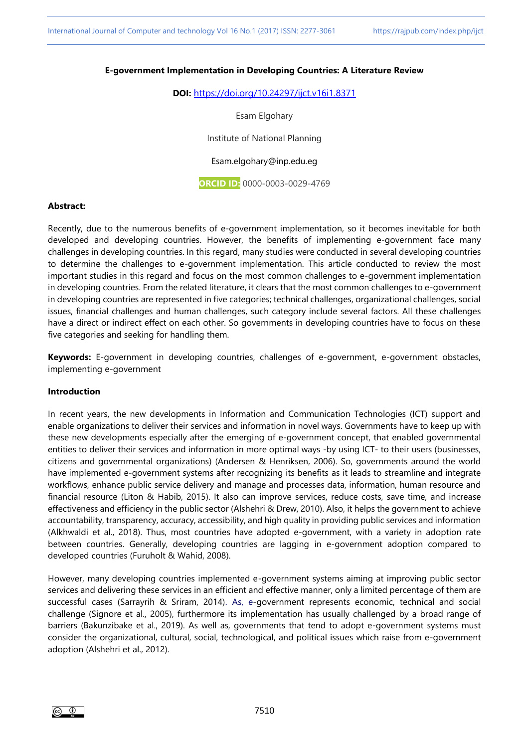# E-government Implementation in Developing Countries: A Literature Review

**DOI:** https://doi.org/10.24297/ijct.v16i1.8371

Esam Elgohary

Institute of National Planning

Esam.elgohary@inp.edu.eg

**ORCID ID:** 0000-0003-0029-4769

**Abstract:**

Recently, due to the numerous benefits of e-government implementation, so it becomes inevitable for both developed and developing countries. However, the benefits of implementing e-government face many challenges in developing countries. In this regard, many studies were conducted in several developing countries to determine the challenges to e-government implementation. This article conducted to review the most important studies in this regard and focus on the most common challenges to e-government implementation in developing countries. From the related literature, it clears that the most common challenges to e-government in developing countries are represented in five categories; technical challenges, organizational challenges, social issues, financial challenges and human challenges, such category include several factors. All these challenges have a direct or indirect effect on each other. So governments in developing countries have to focus on these five categories and seeking for handling them.

**Keywords:** E-government in developing countries, challenges of e-government, e-government obstacles, implementing e-government

**Introduction**

In recent years, the new developments in Information and Communication Technologies (ICT) support and enable organizations to deliver their services and information in novel ways. Governments have to keep up with these new developments especially after the emerging of e-government concept, that enabled governmental entities to deliver their services and information in more optimal ways -by using ICT- to their users (businesses, citizens and governmental organizations) (Andersen & Henriksen, 2006). So, governments around the world have implemented e-government systems after recognizing its benefits as it leads to streamline and integrate workflows, enhance public service delivery and manage and processes data, information, human resource and financial resource (Liton & Habib, 2015). It also can improve services, reduce costs, save time, and increase effectiveness and efficiency in the public sector (Alshehri & Drew, 2010). Also, it helps the government to achieve accountability, transparency, accuracy, accessibility, and high quality in providing public services and information (Alkhwaldi et al., 2018). Thus, most countries have adopted e-government, with a variety in adoption rate between countries. Generally, developing countries are lagging in e-government adoption compared to developed countries (Furuholt & Wahid, 2008).

However, many developing countries implemented e-government systems aiming at improving public sector services and delivering these services in an efficient and effective manner, only a limited percentage of them are successful cases (Sarrayrih & Sriram, 2014). As, e-government represents economic, technical and social challenge (Signore et al., 2005), furthermore its implementation has usually challenged by a broad range of barriers (Bakunzibake et al., 2019). As well as, governments that tend to adopt e-government systems must consider the organizational, cultural, social, technological, and political issues which raise from e-government adoption (Alshehri et al., 2012).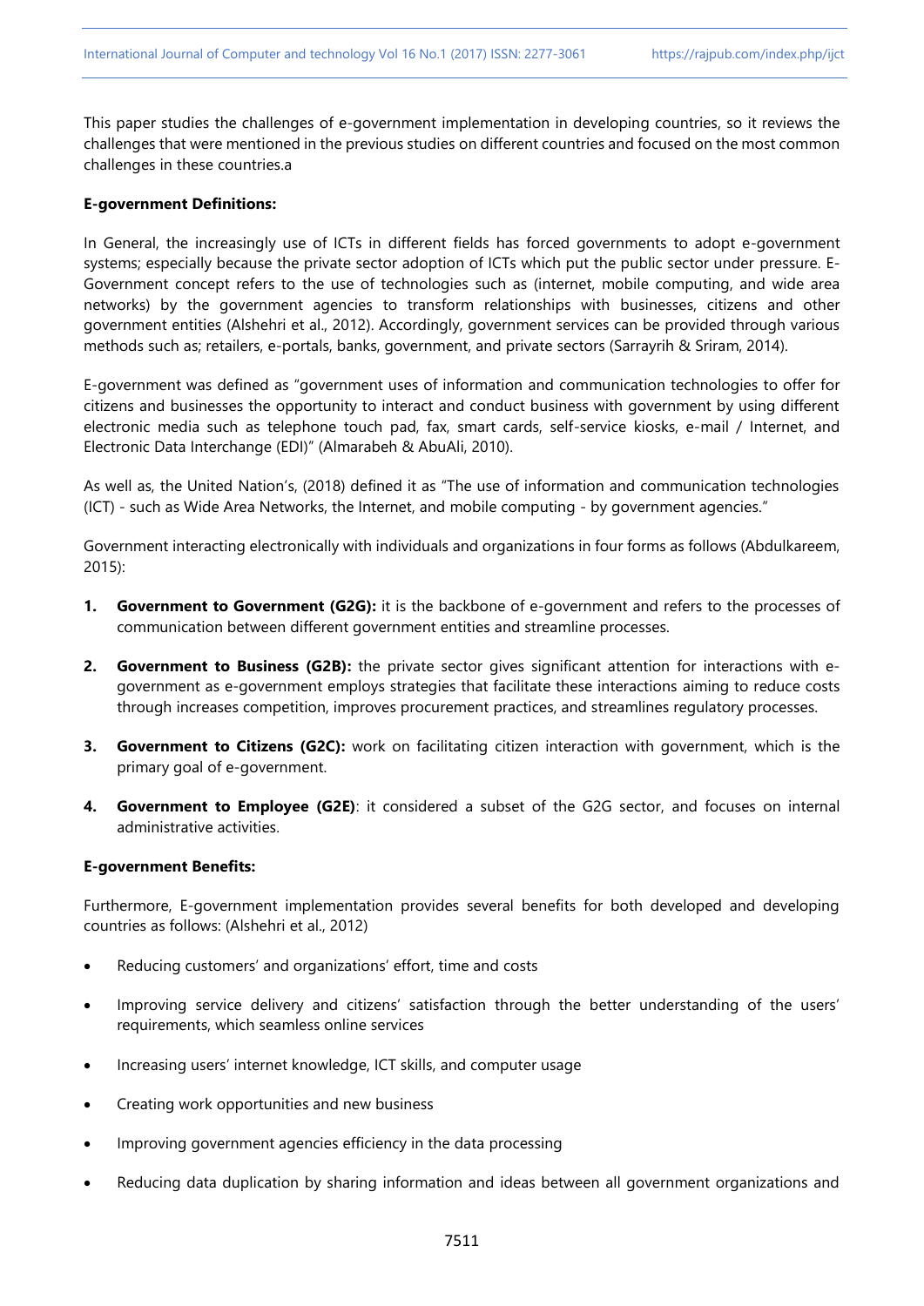This paper studies the challenges of e-government implementation in developing countries, so it reviews the challenges that were mentioned in the previous studies on different countries and focused on the most common challenges in these countries.a

**E-government Definitions:**

In General, the increasingly use of ICTs in different fields has forced governments to adopt e-government systems; especially because the private sector adoption of ICTs which put the public sector under pressure. E-Government concept refers to the use of technologies such as (internet, mobile computing, and wide area networks) by the government agencies to transform relationships with businesses, citizens and other government entities (Alshehri et al., 2012). Accordingly, government services can be provided through various methods such as; retailers, e-portals, banks, government, and private sectors (Sarrayrih & Sriram, 2014).

E-government was defined as "government uses of information and communication technologies to offer for citizens and businesses the opportunity to interact and conduct business with government by using different electronic media such as telephone touch pad, fax, smart cards, self-service kiosks, e-mail / Internet, and Electronic Data Interchange (EDI)" (Almarabeh & AbuAli, 2010).

As well as, the United Nation's, (2018) defined it as "The use of information and communication technologies (ICT) - such as Wide Area Networks, the Internet, and mobile computing - by government agencies."

Government interacting electronically with individuals and organizations in four forms as follows (Abdulkareem, 2015):

1. **Government to Government (G2G):** it is the backbone of e-government and refers to the processes of communication between different government entities and streamline processes.
2. **Government to Business (G2B):** the private sector gives significant attention for interactions with e-government as e-government employs strategies that facilitate these interactions aiming to reduce costs through increases competition, improves procurement practices, and streamlines regulatory processes.
3. **Government to Citizens (G2C):** work on facilitating citizen interaction with government, which is the primary goal of e-government.
4. **Government to Employee (G2E)**: it considered a subset of the G2G sector, and focuses on internal administrative activities.

**E-government Benefits:**

Furthermore, E-government implementation provides several benefits for both developed and developing countries as follows: (Alshehri et al., 2012)

- Reducing customers' and organizations' effort, time and costs
- Improving service delivery and citizens' satisfaction through the better understanding of the users' requirements, which seamless online services
- Increasing users' internet knowledge, ICT skills, and computer usage
- Creating work opportunities and new business
- Improving government agencies efficiency in the data processing
- Reducing data duplication by sharing information and ideas between all government organizations and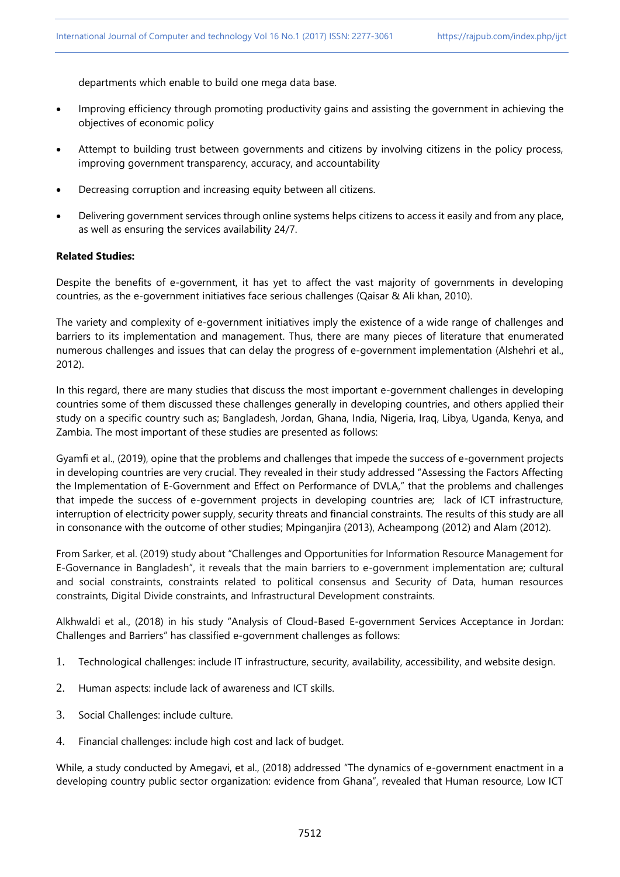departments which enable to build one mega data base.

- Improving efficiency through promoting productivity gains and assisting the government in achieving the objectives of economic policy
- Attempt to building trust between governments and citizens by involving citizens in the policy process, improving government transparency, accuracy, and accountability
- Decreasing corruption and increasing equity between all citizens.
- Delivering government services through online systems helps citizens to access it easily and from any place, as well as ensuring the services availability 24/7.

**Related Studies:**

Despite the benefits of e-government, it has yet to affect the vast majority of governments in developing countries, as the e-government initiatives face serious challenges (Qaisar & Ali khan, 2010).

The variety and complexity of e-government initiatives imply the existence of a wide range of challenges and barriers to its implementation and management. Thus, there are many pieces of literature that enumerated numerous challenges and issues that can delay the progress of e-government implementation (Alshehri et al., 2012).

In this regard, there are many studies that discuss the most important e-government challenges in developing countries some of them discussed these challenges generally in developing countries, and others applied their study on a specific country such as; Bangladesh, Jordan, Ghana, India, Nigeria, Iraq, Libya, Uganda, Kenya, and Zambia. The most important of these studies are presented as follows:

Gyamfi et al., (2019), opine that the problems and challenges that impede the success of e-government projects in developing countries are very crucial. They revealed in their study addressed "Assessing the Factors Affecting the Implementation of E-Government and Effect on Performance of DVLA," that the problems and challenges that impede the success of e-government projects in developing countries are; lack of ICT infrastructure, interruption of electricity power supply, security threats and financial constraints. The results of this study are all in consonance with the outcome of other studies; Mpinganjira (2013), Acheampong (2012) and Alam (2012).

From Sarker, et al. (2019) study about "Challenges and Opportunities for Information Resource Management for E-Governance in Bangladesh", it reveals that the main barriers to e-government implementation are; cultural and social constraints, constraints related to political consensus and Security of Data, human resources constraints, Digital Divide constraints, and Infrastructural Development constraints.

Alkhwaldi et al., (2018) in his study "Analysis of Cloud-Based E-government Services Acceptance in Jordan: Challenges and Barriers" has classified e-government challenges as follows:

1. Technological challenges: include IT infrastructure, security, availability, accessibility, and website design.
2. Human aspects: include lack of awareness and ICT skills.
3. Social Challenges: include culture.
4. Financial challenges: include high cost and lack of budget.

While, a study conducted by Amegavi, et al., (2018) addressed "The dynamics of e-government enactment in a developing country public sector organization: evidence from Ghana", revealed that Human resource, Low ICT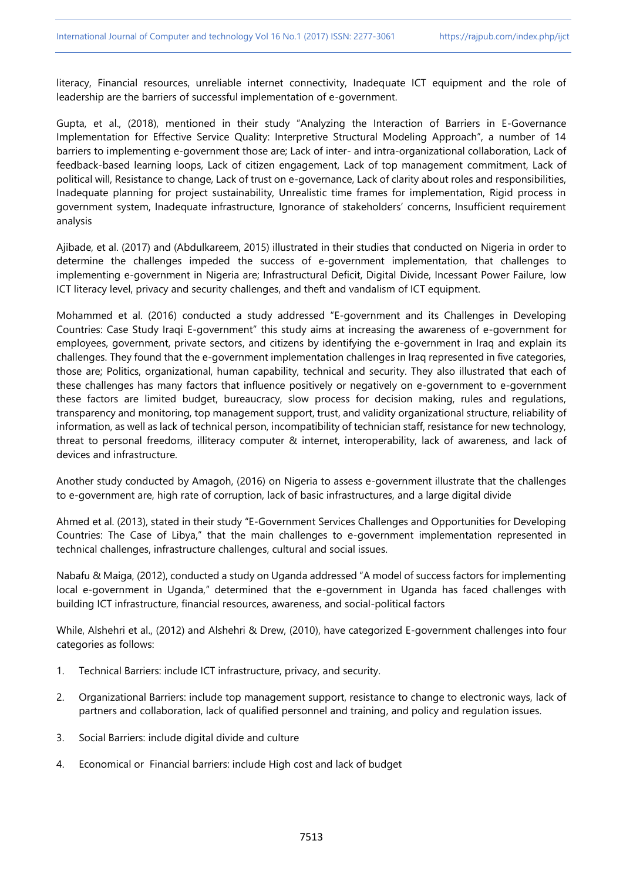literacy, Financial resources, unreliable internet connectivity, Inadequate ICT equipment and the role of leadership are the barriers of successful implementation of e-government.

Gupta, et al., (2018), mentioned in their study "Analyzing the Interaction of Barriers in E-Governance Implementation for Effective Service Quality: Interpretive Structural Modeling Approach", a number of 14 barriers to implementing e-government those are; Lack of inter- and intra-organizational collaboration, Lack of feedback-based learning loops, Lack of citizen engagement, Lack of top management commitment, Lack of political will, Resistance to change, Lack of trust on e-governance, Lack of clarity about roles and responsibilities, Inadequate planning for project sustainability, Unrealistic time frames for implementation, Rigid process in government system, Inadequate infrastructure, Ignorance of stakeholders' concerns, Insufficient requirement analysis

Ajibade, et al. (2017) and (Abdulkareem, 2015) illustrated in their studies that conducted on Nigeria in order to determine the challenges impeded the success of e-government implementation, that challenges to implementing e-government in Nigeria are; Infrastructural Deficit, Digital Divide, Incessant Power Failure, low ICT literacy level, privacy and security challenges, and theft and vandalism of ICT equipment.

Mohammed et al. (2016) conducted a study addressed "E-government and its Challenges in Developing Countries: Case Study Iraqi E-government" this study aims at increasing the awareness of e-government for employees, government, private sectors, and citizens by identifying the e-government in Iraq and explain its challenges. They found that the e-government implementation challenges in Iraq represented in five categories, those are; Politics, organizational, human capability, technical and security. They also illustrated that each of these challenges has many factors that influence positively or negatively on e-government to e-government these factors are limited budget, bureaucracy, slow process for decision making, rules and regulations, transparency and monitoring, top management support, trust, and validity organizational structure, reliability of information, as well as lack of technical person, incompatibility of technician staff, resistance for new technology, threat to personal freedoms, illiteracy computer & internet, interoperability, lack of awareness, and lack of devices and infrastructure.

Another study conducted by Amagoh, (2016) on Nigeria to assess e-government illustrate that the challenges to e-government are, high rate of corruption, lack of basic infrastructures, and a large digital divide

Ahmed et al. (2013), stated in their study "E-Government Services Challenges and Opportunities for Developing Countries: The Case of Libya," that the main challenges to e-government implementation represented in technical challenges, infrastructure challenges, cultural and social issues.

Nabafu & Maiga, (2012), conducted a study on Uganda addressed "A model of success factors for implementing local e-government in Uganda," determined that the e-government in Uganda has faced challenges with building ICT infrastructure, financial resources, awareness, and social-political factors

While, Alshehri et al., (2012) and Alshehri & Drew, (2010), have categorized E-government challenges into four categories as follows:

1. Technical Barriers: include ICT infrastructure, privacy, and security.
2. Organizational Barriers: include top management support, resistance to change to electronic ways, lack of partners and collaboration, lack of qualified personnel and training, and policy and regulation issues.
3. Social Barriers: include digital divide and culture
4. Economical or Financial barriers: include High cost and lack of budget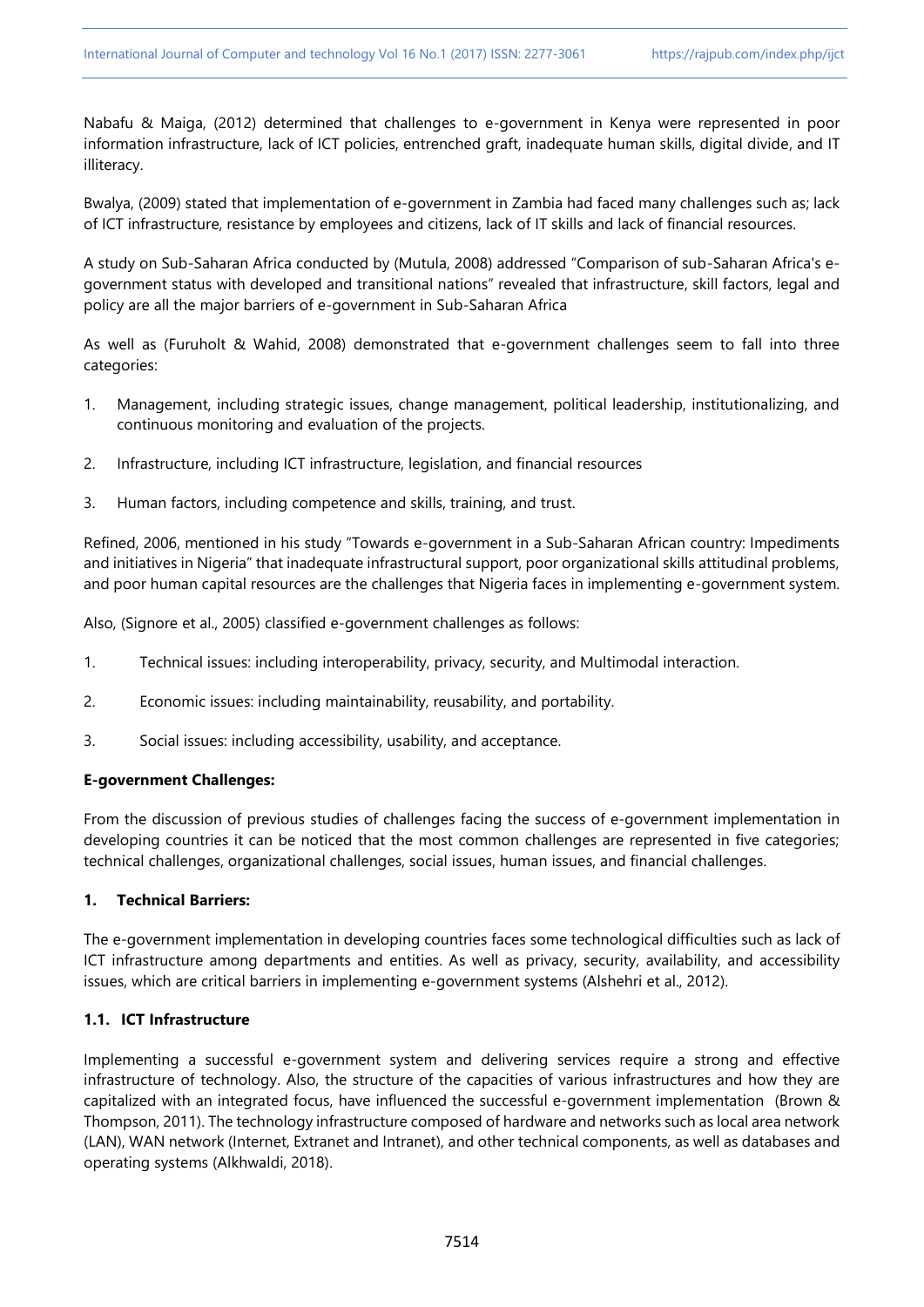Nabafu & Maiga, (2012) determined that challenges to e-government in Kenya were represented in poor information infrastructure, lack of ICT policies, entrenched graft, inadequate human skills, digital divide, and IT illiteracy.

Bwalya, (2009) stated that implementation of e-government in Zambia had faced many challenges such as; lack of ICT infrastructure, resistance by employees and citizens, lack of IT skills and lack of financial resources.

A study on Sub-Saharan Africa conducted by (Mutula, 2008) addressed "Comparison of sub-Saharan Africa's e-government status with developed and transitional nations" revealed that infrastructure, skill factors, legal and policy are all the major barriers of e-government in Sub-Saharan Africa

As well as (Furuholt & Wahid, 2008) demonstrated that e-government challenges seem to fall into three categories:

1. Management, including strategic issues, change management, political leadership, institutionalizing, and continuous monitoring and evaluation of the projects.
2. Infrastructure, including ICT infrastructure, legislation, and financial resources
3. Human factors, including competence and skills, training, and trust.

Refined, 2006, mentioned in his study "Towards e-government in a Sub-Saharan African country: Impediments and initiatives in Nigeria" that inadequate infrastructural support, poor organizational skills attitudinal problems, and poor human capital resources are the challenges that Nigeria faces in implementing e-government system.

Also, (Signore et al., 2005) classified e-government challenges as follows:

1. Technical issues: including interoperability, privacy, security, and Multimodal interaction.
2. Economic issues: including maintainability, reusability, and portability.
3. Social issues: including accessibility, usability, and acceptance.

**E-government Challenges:**

From the discussion of previous studies of challenges facing the success of e-government implementation in developing countries it can be noticed that the most common challenges are represented in five categories; technical challenges, organizational challenges, social issues, human issues, and financial challenges.

## 1. Technical Barriers:

The e-government implementation in developing countries faces some technological difficulties such as lack of ICT infrastructure among departments and entities. As well as privacy, security, availability, and accessibility issues, which are critical barriers in implementing e-government systems (Alshehri et al., 2012).

### 1.1. ICT Infrastructure

Implementing a successful e-government system and delivering services require a strong and effective infrastructure of technology. Also, the structure of the capacities of various infrastructures and how they are capitalized with an integrated focus, have influenced the successful e-government implementation (Brown & Thompson, 2011). The technology infrastructure composed of hardware and networks such as local area network (LAN), WAN network (Internet, Extranet and Intranet), and other technical components, as well as databases and operating systems (Alkhwaldi, 2018).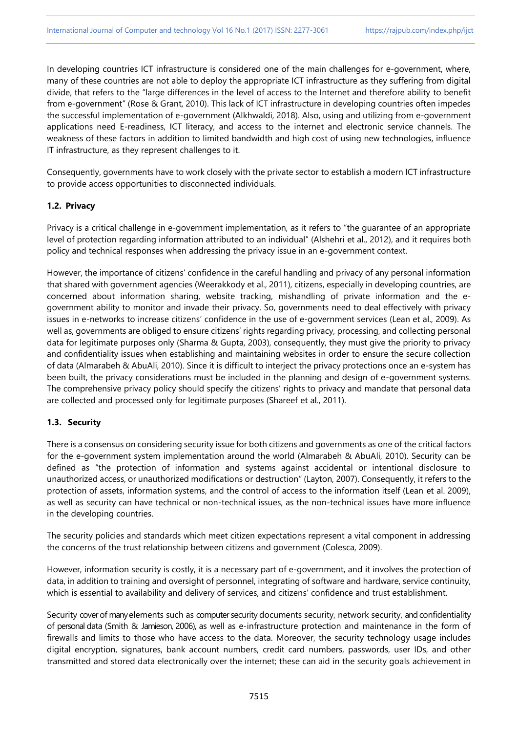In developing countries ICT infrastructure is considered one of the main challenges for e-government, where, many of these countries are not able to deploy the appropriate ICT infrastructure as they suffering from digital divide, that refers to the "large differences in the level of access to the Internet and therefore ability to benefit from e-government" (Rose & Grant, 2010). This lack of ICT infrastructure in developing countries often impedes the successful implementation of e-government (Alkhwaldi, 2018). Also, using and utilizing from e-government applications need E-readiness, ICT literacy, and access to the internet and electronic service channels. The weakness of these factors in addition to limited bandwidth and high cost of using new technologies, influence IT infrastructure, as they represent challenges to it.

Consequently, governments have to work closely with the private sector to establish a modern ICT infrastructure to provide access opportunities to disconnected individuals.

### 1.2. Privacy

Privacy is a critical challenge in e-government implementation, as it refers to "the guarantee of an appropriate level of protection regarding information attributed to an individual" (Alshehri et al., 2012), and it requires both policy and technical responses when addressing the privacy issue in an e-government context.

However, the importance of citizens' confidence in the careful handling and privacy of any personal information that shared with government agencies (Weerakkody et al., 2011), citizens, especially in developing countries, are concerned about information sharing, website tracking, mishandling of private information and the e-government ability to monitor and invade their privacy. So, governments need to deal effectively with privacy issues in e-networks to increase citizens' confidence in the use of e-government services (Lean et al., 2009). As well as, governments are obliged to ensure citizens' rights regarding privacy, processing, and collecting personal data for legitimate purposes only (Sharma & Gupta, 2003), consequently, they must give the priority to privacy and confidentiality issues when establishing and maintaining websites in order to ensure the secure collection of data (Almarabeh & AbuAli, 2010). Since it is difficult to interject the privacy protections once an e-system has been built, the privacy considerations must be included in the planning and design of e-government systems. The comprehensive privacy policy should specify the citizens' rights to privacy and mandate that personal data are collected and processed only for legitimate purposes (Shareef et al., 2011).

### 1.3. Security

There is a consensus on considering security issue for both citizens and governments as one of the critical factors for the e-government system implementation around the world (Almarabeh & AbuAli, 2010). Security can be defined as "the protection of information and systems against accidental or intentional disclosure to unauthorized access, or unauthorized modifications or destruction" (Layton, 2007). Consequently, it refers to the protection of assets, information systems, and the control of access to the information itself (Lean et al. 2009), as well as security can have technical or non-technical issues, as the non-technical issues have more influence in the developing countries.

The security policies and standards which meet citizen expectations represent a vital component in addressing the concerns of the trust relationship between citizens and government (Colesca, 2009).

However, information security is costly, it is a necessary part of e-government, and it involves the protection of data, in addition to training and oversight of personnel, integrating of software and hardware, service continuity, which is essential to availability and delivery of services, and citizens' confidence and trust establishment.

Security cover of many elements such as computer security documents security, network security, and confidentiality of personal data (Smith & Jamieson, 2006), as well as e-infrastructure protection and maintenance in the form of firewalls and limits to those who have access to the data. Moreover, the security technology usage includes digital encryption, signatures, bank account numbers, credit card numbers, passwords, user IDs, and other transmitted and stored data electronically over the internet; these can aid in the security goals achievement in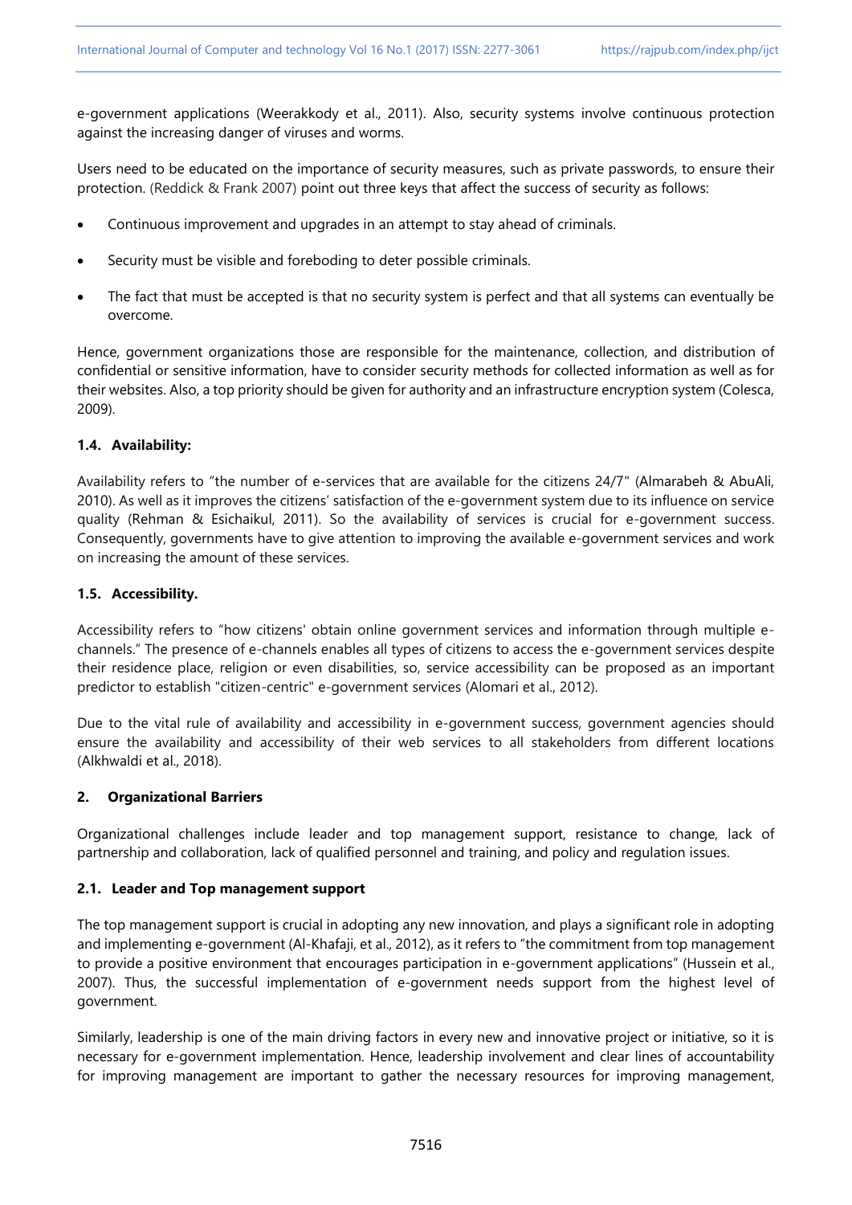e-government applications (Weerakkody et al., 2011). Also, security systems involve continuous protection against the increasing danger of viruses and worms.

Users need to be educated on the importance of security measures, such as private passwords, to ensure their protection. (Reddick & Frank 2007) point out three keys that affect the success of security as follows:

- Continuous improvement and upgrades in an attempt to stay ahead of criminals.
- Security must be visible and foreboding to deter possible criminals.
- The fact that must be accepted is that no security system is perfect and that all systems can eventually be overcome.

Hence, government organizations those are responsible for the maintenance, collection, and distribution of confidential or sensitive information, have to consider security methods for collected information as well as for their websites. Also, a top priority should be given for authority and an infrastructure encryption system (Colesca, 2009).

### 1.4. Availability:

Availability refers to "the number of e-services that are available for the citizens 24/7" (Almarabeh & AbuAli, 2010). As well as it improves the citizens' satisfaction of the e-government system due to its influence on service quality (Rehman & Esichaikul, 2011). So the availability of services is crucial for e-government success. Consequently, governments have to give attention to improving the available e-government services and work on increasing the amount of these services.

### 1.5. Accessibility.

Accessibility refers to "how citizens' obtain online government services and information through multiple e-channels." The presence of e-channels enables all types of citizens to access the e-government services despite their residence place, religion or even disabilities, so, service accessibility can be proposed as an important predictor to establish "citizen-centric" e-government services (Alomari et al., 2012).

Due to the vital rule of availability and accessibility in e-government success, government agencies should ensure the availability and accessibility of their web services to all stakeholders from different locations (Alkhwaldi et al., 2018).

## 2. Organizational Barriers

Organizational challenges include leader and top management support, resistance to change, lack of partnership and collaboration, lack of qualified personnel and training, and policy and regulation issues.

### 2.1. Leader and Top management support

The top management support is crucial in adopting any new innovation, and plays a significant role in adopting and implementing e-government (Al-Khafaji, et al., 2012), as it refers to "the commitment from top management to provide a positive environment that encourages participation in e-government applications" (Hussein et al., 2007). Thus, the successful implementation of e-government needs support from the highest level of government.

Similarly, leadership is one of the main driving factors in every new and innovative project or initiative, so it is necessary for e-government implementation. Hence, leadership involvement and clear lines of accountability for improving management are important to gather the necessary resources for improving management,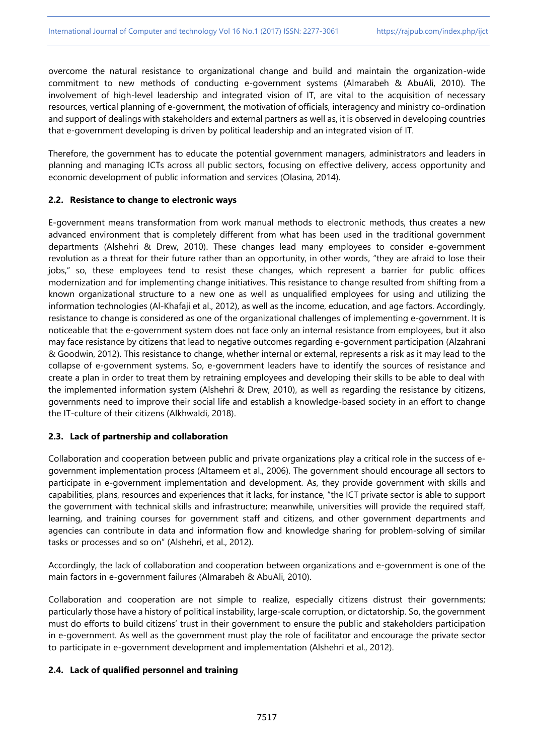overcome the natural resistance to organizational change and build and maintain the organization-wide commitment to new methods of conducting e-government systems (Almarabeh & AbuAli, 2010). The involvement of high-level leadership and integrated vision of IT, are vital to the acquisition of necessary resources, vertical planning of e-government, the motivation of officials, interagency and ministry co-ordination and support of dealings with stakeholders and external partners as well as, it is observed in developing countries that e-government developing is driven by political leadership and an integrated vision of IT.

Therefore, the government has to educate the potential government managers, administrators and leaders in planning and managing ICTs across all public sectors, focusing on effective delivery, access opportunity and economic development of public information and services (Olasina, 2014).

### 2.2. Resistance to change to electronic ways

E-government means transformation from work manual methods to electronic methods, thus creates a new advanced environment that is completely different from what has been used in the traditional government departments (Alshehri & Drew, 2010). These changes lead many employees to consider e-government revolution as a threat for their future rather than an opportunity, in other words, "they are afraid to lose their jobs," so, these employees tend to resist these changes, which represent a barrier for public offices modernization and for implementing change initiatives. This resistance to change resulted from shifting from a known organizational structure to a new one as well as unqualified employees for using and utilizing the information technologies (Al-Khafaji et al., 2012), as well as the income, education, and age factors. Accordingly, resistance to change is considered as one of the organizational challenges of implementing e-government. It is noticeable that the e-government system does not face only an internal resistance from employees, but it also may face resistance by citizens that lead to negative outcomes regarding e-government participation (Alzahrani & Goodwin, 2012). This resistance to change, whether internal or external, represents a risk as it may lead to the collapse of e-government systems. So, e-government leaders have to identify the sources of resistance and create a plan in order to treat them by retraining employees and developing their skills to be able to deal with the implemented information system (Alshehri & Drew, 2010), as well as regarding the resistance by citizens, governments need to improve their social life and establish a knowledge-based society in an effort to change the IT-culture of their citizens (Alkhwaldi, 2018).

### 2.3. Lack of partnership and collaboration

Collaboration and cooperation between public and private organizations play a critical role in the success of e-government implementation process (Altameem et al., 2006). The government should encourage all sectors to participate in e-government implementation and development. As, they provide government with skills and capabilities, plans, resources and experiences that it lacks, for instance, "the ICT private sector is able to support the government with technical skills and infrastructure; meanwhile, universities will provide the required staff, learning, and training courses for government staff and citizens, and other government departments and agencies can contribute in data and information flow and knowledge sharing for problem-solving of similar tasks or processes and so on" (Alshehri, et al., 2012).

Accordingly, the lack of collaboration and cooperation between organizations and e-government is one of the main factors in e-government failures (Almarabeh & AbuAli, 2010).

Collaboration and cooperation are not simple to realize, especially citizens distrust their governments; particularly those have a history of political instability, large-scale corruption, or dictatorship. So, the government must do efforts to build citizens' trust in their government to ensure the public and stakeholders participation in e-government. As well as the government must play the role of facilitator and encourage the private sector to participate in e-government development and implementation (Alshehri et al., 2012).

### 2.4. Lack of qualified personnel and training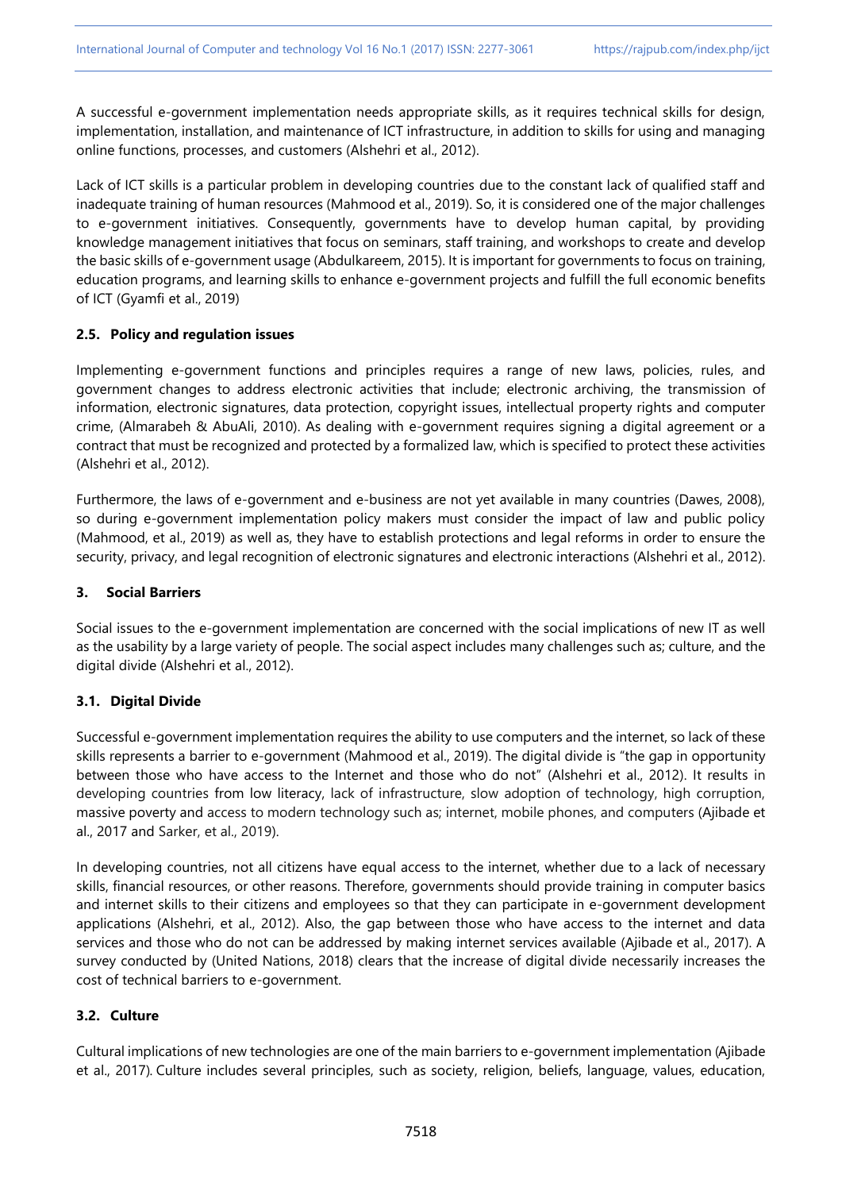A successful e-government implementation needs appropriate skills, as it requires technical skills for design, implementation, installation, and maintenance of ICT infrastructure, in addition to skills for using and managing online functions, processes, and customers (Alshehri et al., 2012).

Lack of ICT skills is a particular problem in developing countries due to the constant lack of qualified staff and inadequate training of human resources (Mahmood et al., 2019). So, it is considered one of the major challenges to e-government initiatives. Consequently, governments have to develop human capital, by providing knowledge management initiatives that focus on seminars, staff training, and workshops to create and develop the basic skills of e-government usage (Abdulkareem, 2015). It is important for governments to focus on training, education programs, and learning skills to enhance e-government projects and fulfill the full economic benefits of ICT (Gyamfi et al., 2019)

### 2.5. Policy and regulation issues

Implementing e-government functions and principles requires a range of new laws, policies, rules, and government changes to address electronic activities that include; electronic archiving, the transmission of information, electronic signatures, data protection, copyright issues, intellectual property rights and computer crime, (Almarabeh & AbuAli, 2010). As dealing with e-government requires signing a digital agreement or a contract that must be recognized and protected by a formalized law, which is specified to protect these activities (Alshehri et al., 2012).

Furthermore, the laws of e-government and e-business are not yet available in many countries (Dawes, 2008), so during e-government implementation policy makers must consider the impact of law and public policy (Mahmood, et al., 2019) as well as, they have to establish protections and legal reforms in order to ensure the security, privacy, and legal recognition of electronic signatures and electronic interactions (Alshehri et al., 2012).

## 3. Social Barriers

Social issues to the e-government implementation are concerned with the social implications of new IT as well as the usability by a large variety of people. The social aspect includes many challenges such as; culture, and the digital divide (Alshehri et al., 2012).

### 3.1. Digital Divide

Successful e-government implementation requires the ability to use computers and the internet, so lack of these skills represents a barrier to e-government (Mahmood et al., 2019). The digital divide is "the gap in opportunity between those who have access to the Internet and those who do not" (Alshehri et al., 2012). It results in developing countries from low literacy, lack of infrastructure, slow adoption of technology, high corruption, massive poverty and access to modern technology such as; internet, mobile phones, and computers (Ajibade et al., 2017 and Sarker, et al., 2019).

In developing countries, not all citizens have equal access to the internet, whether due to a lack of necessary skills, financial resources, or other reasons. Therefore, governments should provide training in computer basics and internet skills to their citizens and employees so that they can participate in e-government development applications (Alshehri, et al., 2012). Also, the gap between those who have access to the internet and data services and those who do not can be addressed by making internet services available (Ajibade et al., 2017). A survey conducted by (United Nations, 2018) clears that the increase of digital divide necessarily increases the cost of technical barriers to e-government.

### 3.2. Culture

Cultural implications of new technologies are one of the main barriers to e-government implementation (Ajibade et al., 2017). Culture includes several principles, such as society, religion, beliefs, language, values, education,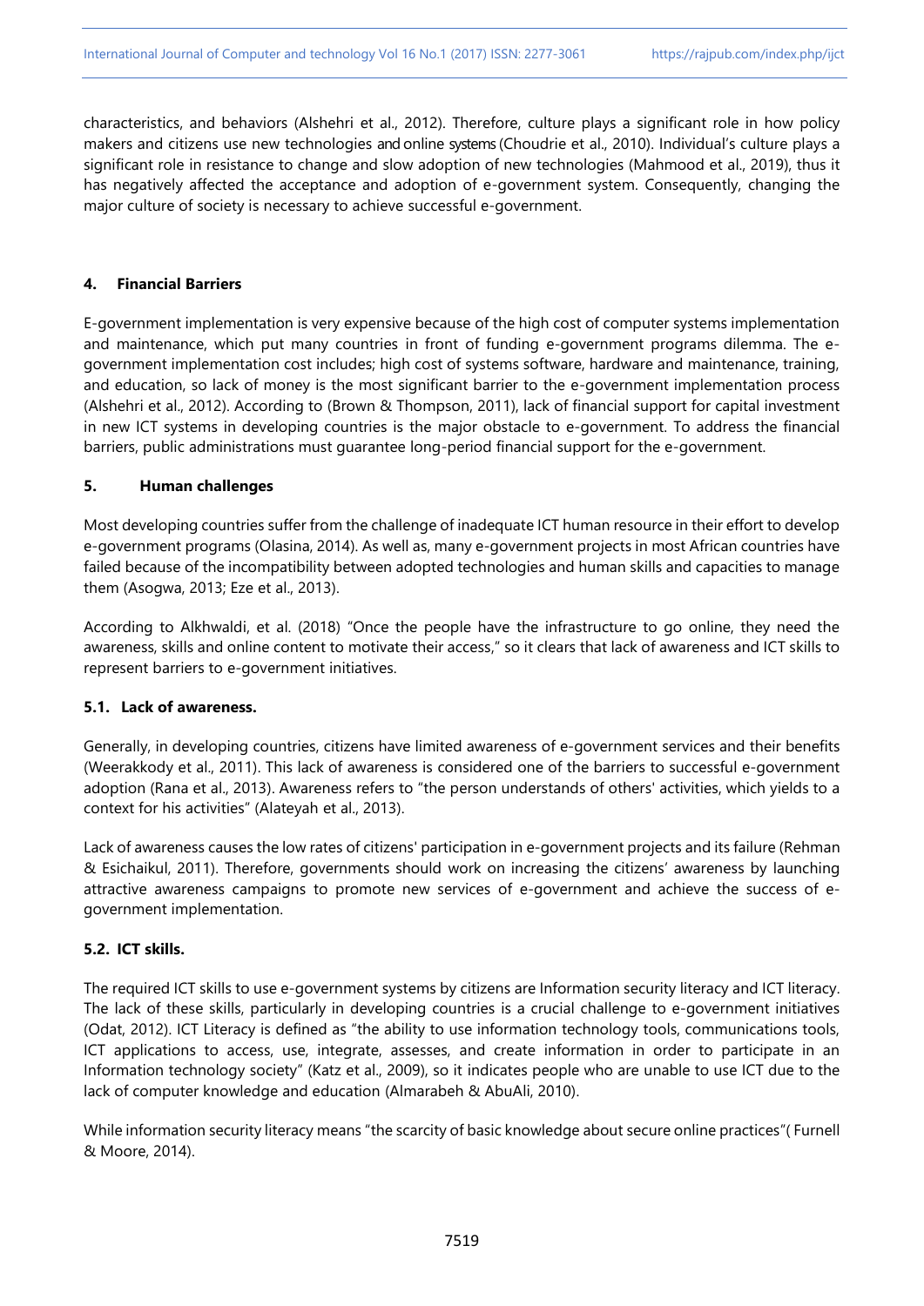characteristics, and behaviors (Alshehri et al., 2012). Therefore, culture plays a significant role in how policy makers and citizens use new technologies and online systems (Choudrie et al., 2010). Individual's culture plays a significant role in resistance to change and slow adoption of new technologies (Mahmood et al., 2019), thus it has negatively affected the acceptance and adoption of e-government system. Consequently, changing the major culture of society is necessary to achieve successful e-government.

### 4. Financial Barriers

E-government implementation is very expensive because of the high cost of computer systems implementation and maintenance, which put many countries in front of funding e-government programs dilemma. The e-government implementation cost includes; high cost of systems software, hardware and maintenance, training, and education, so lack of money is the most significant barrier to the e-government implementation process (Alshehri et al., 2012). According to (Brown & Thompson, 2011), lack of financial support for capital investment in new ICT systems in developing countries is the major obstacle to e-government. To address the financial barriers, public administrations must guarantee long-period financial support for the e-government.

### 5. Human challenges

Most developing countries suffer from the challenge of inadequate ICT human resource in their effort to develop e-government programs (Olasina, 2014). As well as, many e-government projects in most African countries have failed because of the incompatibility between adopted technologies and human skills and capacities to manage them (Asogwa, 2013; Eze et al., 2013).

According to Alkhwaldi, et al. (2018) "Once the people have the infrastructure to go online, they need the awareness, skills and online content to motivate their access," so it clears that lack of awareness and ICT skills to represent barriers to e-government initiatives.

#### 5.1. Lack of awareness.

Generally, in developing countries, citizens have limited awareness of e-government services and their benefits (Weerakkody et al., 2011). This lack of awareness is considered one of the barriers to successful e-government adoption (Rana et al., 2013). Awareness refers to "the person understands of others' activities, which yields to a context for his activities" (Alateyah et al., 2013).

Lack of awareness causes the low rates of citizens' participation in e-government projects and its failure (Rehman & Esichaikul, 2011). Therefore, governments should work on increasing the citizens' awareness by launching attractive awareness campaigns to promote new services of e-government and achieve the success of e-government implementation.

#### 5.2. ICT skills.

The required ICT skills to use e-government systems by citizens are Information security literacy and ICT literacy. The lack of these skills, particularly in developing countries is a crucial challenge to e-government initiatives (Odat, 2012). ICT Literacy is defined as "the ability to use information technology tools, communications tools, ICT applications to access, use, integrate, assesses, and create information in order to participate in an Information technology society" (Katz et al., 2009), so it indicates people who are unable to use ICT due to the lack of computer knowledge and education (Almarabeh & AbuAli, 2010).

While information security literacy means "the scarcity of basic knowledge about secure online practices"( Furnell & Moore, 2014).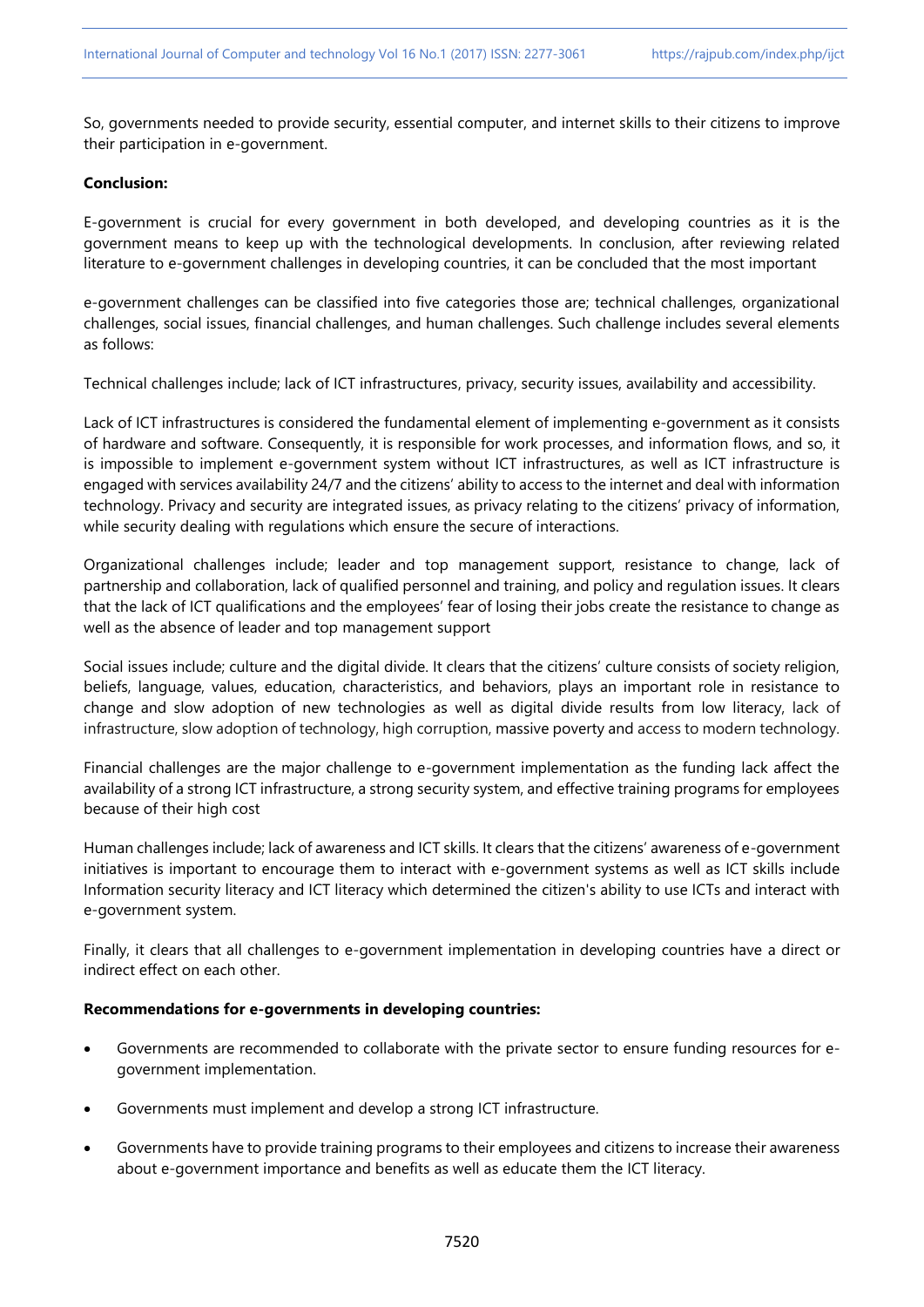So, governments needed to provide security, essential computer, and internet skills to their citizens to improve their participation in e-government.

**Conclusion:**

E-government is crucial for every government in both developed, and developing countries as it is the government means to keep up with the technological developments. In conclusion, after reviewing related literature to e-government challenges in developing countries, it can be concluded that the most important

e-government challenges can be classified into five categories those are; technical challenges, organizational challenges, social issues, financial challenges, and human challenges. Such challenge includes several elements as follows:

Technical challenges include; lack of ICT infrastructures, privacy, security issues, availability and accessibility.

Lack of ICT infrastructures is considered the fundamental element of implementing e-government as it consists of hardware and software. Consequently, it is responsible for work processes, and information flows, and so, it is impossible to implement e-government system without ICT infrastructures, as well as ICT infrastructure is engaged with services availability 24/7 and the citizens' ability to access to the internet and deal with information technology. Privacy and security are integrated issues, as privacy relating to the citizens' privacy of information, while security dealing with regulations which ensure the secure of interactions.

Organizational challenges include; leader and top management support, resistance to change, lack of partnership and collaboration, lack of qualified personnel and training, and policy and regulation issues. It clears that the lack of ICT qualifications and the employees' fear of losing their jobs create the resistance to change as well as the absence of leader and top management support

Social issues include; culture and the digital divide. It clears that the citizens' culture consists of society religion, beliefs, language, values, education, characteristics, and behaviors, plays an important role in resistance to change and slow adoption of new technologies as well as digital divide results from low literacy, lack of infrastructure, slow adoption of technology, high corruption, massive poverty and access to modern technology.

Financial challenges are the major challenge to e-government implementation as the funding lack affect the availability of a strong ICT infrastructure, a strong security system, and effective training programs for employees because of their high cost

Human challenges include; lack of awareness and ICT skills. It clears that the citizens' awareness of e-government initiatives is important to encourage them to interact with e-government systems as well as ICT skills include Information security literacy and ICT literacy which determined the citizen's ability to use ICTs and interact with e-government system.

Finally, it clears that all challenges to e-government implementation in developing countries have a direct or indirect effect on each other.

**Recommendations for e-governments in developing countries:**

- Governments are recommended to collaborate with the private sector to ensure funding resources for e-government implementation.
- Governments must implement and develop a strong ICT infrastructure.
- Governments have to provide training programs to their employees and citizens to increase their awareness about e-government importance and benefits as well as educate them the ICT literacy.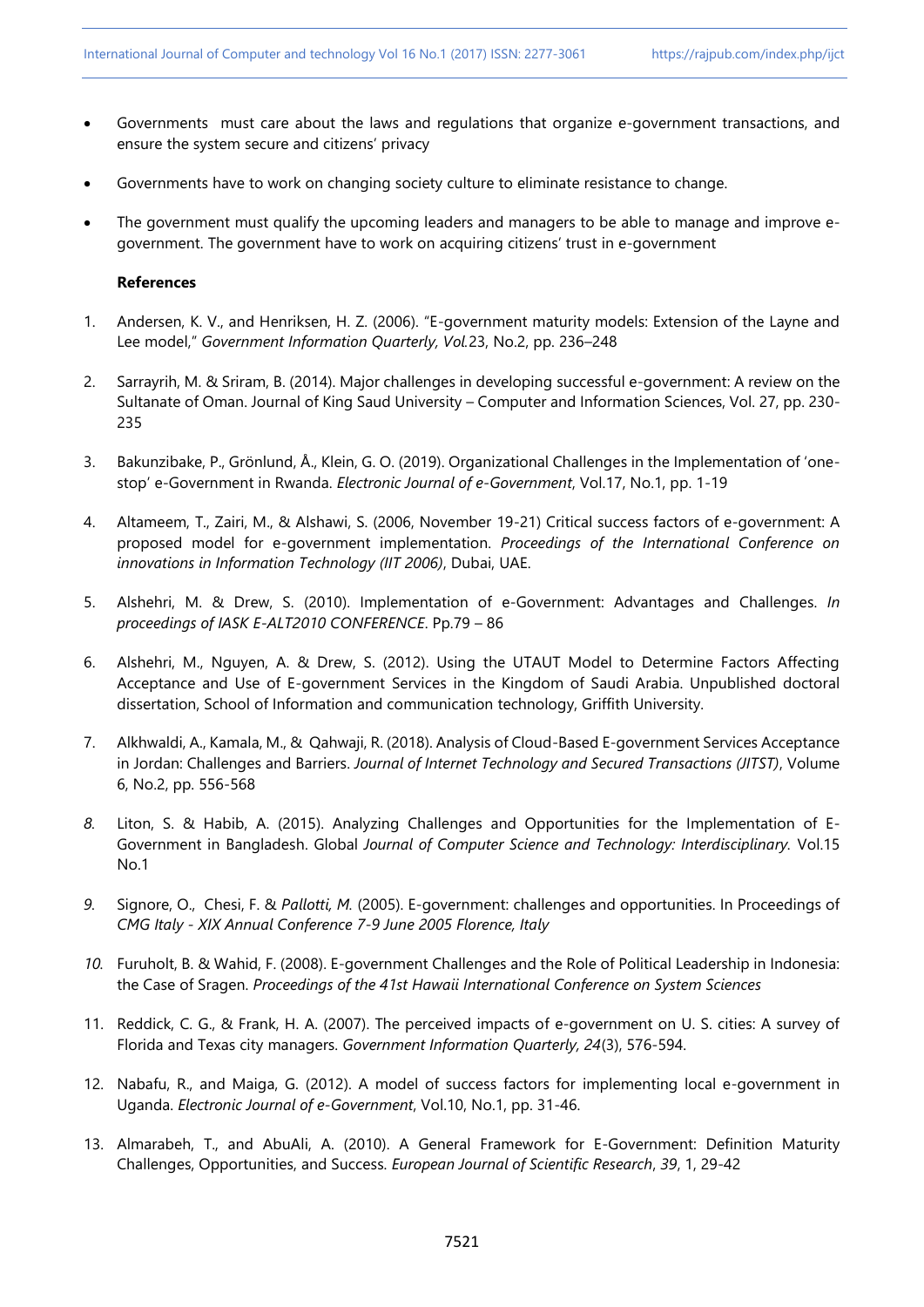- Governments  must care about the laws and regulations that organize e-government transactions, and ensure the system secure and citizens' privacy
- Governments have to work on changing society culture to eliminate resistance to change.
- The government must qualify the upcoming leaders and managers to be able to manage and improve e-government. The government have to work on acquiring citizens' trust in e-government

**References**

1. Andersen, K. V., and Henriksen, H. Z. (2006). "E-government maturity models: Extension of the Layne and Lee model," *Government Information Quarterly, Vol.*23, No.2, pp. 236–248
2. Sarrayrih, M. & Sriram, B. (2014). Major challenges in developing successful e-government: A review on the Sultanate of Oman. Journal of King Saud University – Computer and Information Sciences, Vol. 27, pp. 230-235
3. Bakunzibake, P., Grönlund, Å., Klein, G. O. (2019). Organizational Challenges in the Implementation of 'one-stop' e-Government in Rwanda. *Electronic Journal of e-Government*, Vol.17, No.1, pp. 1-19
4. Altameem, T., Zairi, M., & Alshawi, S. (2006, November 19-21) Critical success factors of e-government: A proposed model for e-government implementation. *Proceedings of the International Conference on innovations in Information Technology (IIT 2006)*, Dubai, UAE.
5. Alshehri, M. & Drew, S. (2010). Implementation of e-Government: Advantages and Challenges. *In proceedings of IASK E-ALT2010 CONFERENCE*. Pp.79 – 86
6. Alshehri, M., Nguyen, A. & Drew, S. (2012). Using the UTAUT Model to Determine Factors Affecting Acceptance and Use of E-government Services in the Kingdom of Saudi Arabia. Unpublished doctoral dissertation, School of Information and communication technology, Griffith University.
7. Alkhwaldi, A., Kamala, M., & Qahwaji, R. (2018). Analysis of Cloud-Based E-government Services Acceptance in Jordan: Challenges and Barriers. *Journal of Internet Technology and Secured Transactions (JITST)*, Volume 6, No.2, pp. 556-568
8. Liton, S. & Habib, A. (2015). Analyzing Challenges and Opportunities for the Implementation of E-Government in Bangladesh. Global *Journal of Computer Science and Technology: Interdisciplinary.* Vol.15 No.1
9. Signore, O., Chesi, F. & *Pallotti, M.* (2005). E-government: challenges and opportunities. In Proceedings of *CMG Italy - XIX Annual Conference 7-9 June 2005 Florence, Italy*
10. Furuholt, B. & Wahid, F. (2008). E-government Challenges and the Role of Political Leadership in Indonesia: the Case of Sragen. *Proceedings of the 41st Hawaii International Conference on System Sciences*
11. Reddick, C. G., & Frank, H. A. (2007). The perceived impacts of e-government on U. S. cities: A survey of Florida and Texas city managers. *Government Information Quarterly, 24*(3), 576-594.
12. Nabafu, R., and Maiga, G. (2012). A model of success factors for implementing local e-government in Uganda. *Electronic Journal of e-Government*, Vol.10, No.1, pp. 31-46.
13. Almarabeh, T., and AbuAli, A. (2010). A General Framework for E-Government: Definition Maturity Challenges, Opportunities, and Success. *European Journal of Scientific Research*, *39*, 1, 29-42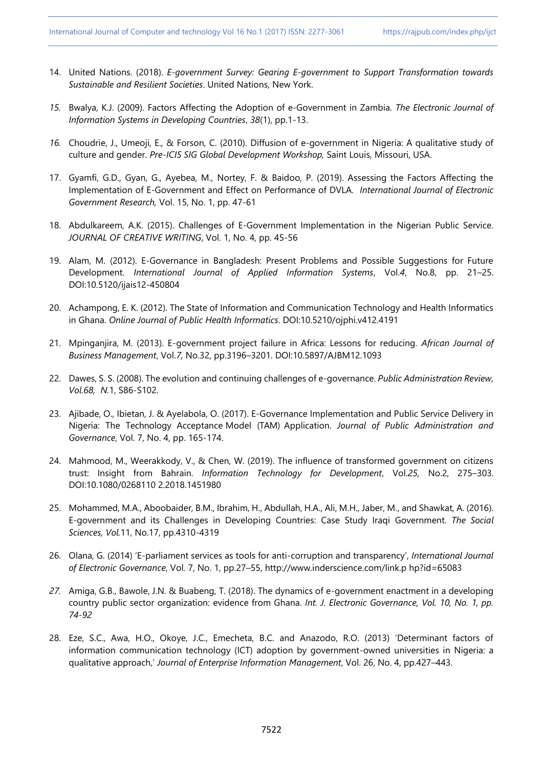14. United Nations. (2018). *E-government Survey: Gearing E-government to Support Transformation towards Sustainable and Resilient Societies*. United Nations, New York.

15. Bwalya, K.J. (2009). Factors Affecting the Adoption of e-Government in Zambia. *The Electronic Journal of Information Systems in Developing Countries*, *38*(1), pp.1-13.

16. Choudrie, J., Umeoji, E., & Forson, C. (2010). Diffusion of e-government in Nigeria: A qualitative study of culture and gender. *Pre-ICIS SIG Global Development Workshop,* Saint Louis, Missouri, USA.

17. Gyamfi, G.D., Gyan, G., Ayebea, M., Nortey, F. & Baidoo, P. (2019). Assessing the Factors Affecting the Implementation of E-Government and Effect on Performance of DVLA. *International Journal of Electronic Government Research,* Vol. 15, No. 1, pp. 47-61

18. Abdulkareem, A.K. (2015). Challenges of E-Government Implementation in the Nigerian Public Service. *JOURNAL OF CREATIVE WRITING*, Vol. 1, No. 4, pp. 45-56

19. Alam, M. (2012). E-Governance in Bangladesh: Present Problems and Possible Suggestions for Future Development. *International Journal of Applied Information Systems*, Vol.*4*, No.8, pp. 21–25. DOI:10.5120/ijais12-450804

20. Achampong, E. K. (2012). The State of Information and Communication Technology and Health Informatics in Ghana. *Online Journal of Public Health Informatics*. DOI:10.5210/ojphi.v412.4191

21. Mpinganjira, M. (2013). E-government project failure in Africa: Lessons for reducing. *African Journal of Business Management*, Vol.*7,* No.32, pp.3196–3201. DOI:10.5897/AJBM12.1093

22. Dawes, S. S. (2008). The evolution and continuing challenges of e-governance. *Public Administration Review, Vol.68, N.*1, S86-S102.

23. Ajibade, O., Ibietan, J. & Ayelabola, O. (2017). E-Governance Implementation and Public Service Delivery in Nigeria: The Technology Acceptance Model (TAM) Application. *Journal of Public Administration and Governance*, Vol. 7, No. 4, pp. 165-174.

24. Mahmood, M., Weerakkody, V., & Chen, W. (2019). The influence of transformed government on citizens trust: Insight from Bahrain. *Information Technology for Development*, Vol.*25,* No.2, 275–303. DOI:10.1080/0268110 2.2018.1451980

25. Mohammed, M.A., Aboobaider, B.M., Ibrahim, H., Abdullah, H.A., Ali, M.H., Jaber, M., and Shawkat, A. (2016). E-government and its Challenges in Developing Countries: Case Study Iraqi Government. *The Social Sciences, Vol.*11, No.17, pp.4310-4319

26. Olana, G. (2014) 'E-parliament services as tools for anti-corruption and transparency', *International Journal of Electronic Governance*, Vol. 7, No. 1, pp.27–55, http://www.inderscience.com/link.p hp?id=65083

27. Amiga, G.B., Bawole, J.N. & Buabeng, T. (2018). The dynamics of e-government enactment in a developing country public sector organization: evidence from Ghana. *Int. J. Electronic Governance, Vol. 10, No. 1, pp. 74-92*

28. Eze, S.C., Awa, H.O., Okoye, J.C., Emecheta, B.C. and Anazodo, R.O. (2013) 'Determinant factors of information communication technology (ICT) adoption by government-owned universities in Nigeria: a qualitative approach,' *Journal of Enterprise Information Management*, Vol. 26, No. 4, pp.427–443.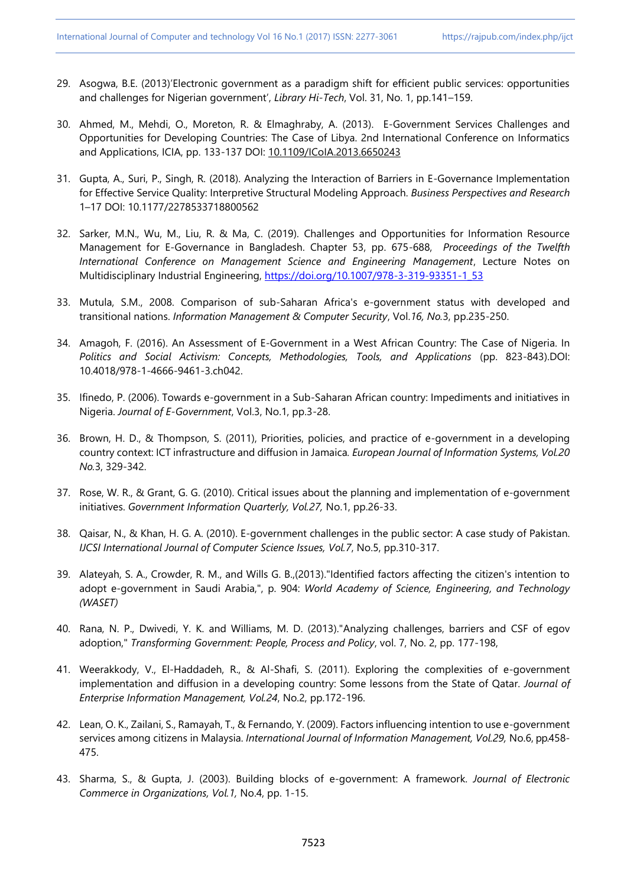29. Asogwa, B.E. (2013)'Electronic government as a paradigm shift for efficient public services: opportunities and challenges for Nigerian government', *Library Hi-Tech*, Vol. 31, No. 1, pp.141–159.

30. Ahmed, M., Mehdi, O., Moreton, R. & Elmaghraby, A. (2013). E-Government Services Challenges and Opportunities for Developing Countries: The Case of Libya. 2nd International Conference on Informatics and Applications, ICIA, pp. 133-137 DOI: 10.1109/ICoIA.2013.6650243

31. Gupta, A., Suri, P., Singh, R. (2018). Analyzing the Interaction of Barriers in E-Governance Implementation for Effective Service Quality: Interpretive Structural Modeling Approach. *Business Perspectives and Research* 1–17 DOI: 10.1177/2278533718800562

32. Sarker, M.N., Wu, M., Liu, R. & Ma, C. (2019). Challenges and Opportunities for Information Resource Management for E-Governance in Bangladesh. Chapter 53, pp. 675-688, *Proceedings of the Twelfth International Conference on Management Science and Engineering Management*, Lecture Notes on Multidisciplinary Industrial Engineering, https://doi.org/10.1007/978-3-319-93351-1_53

33. Mutula, S.M., 2008. Comparison of sub-Saharan Africa's e-government status with developed and transitional nations. *Information Management & Computer Security*, Vol.*16, No.*3, pp.235-250.

34. Amagoh, F. (2016). An Assessment of E-Government in a West African Country: The Case of Nigeria. In *Politics and Social Activism: Concepts, Methodologies, Tools, and Applications* (pp. 823-843).DOI: 10.4018/978-1-4666-9461-3.ch042.

35. Ifinedo, P. (2006). Towards e-government in a Sub-Saharan African country: Impediments and initiatives in Nigeria. *Journal of E-Government*, Vol.3, No.1, pp.3-28.

36. Brown, H. D., & Thompson, S. (2011), Priorities, policies, and practice of e-government in a developing country context: ICT infrastructure and diffusion in Jamaica. *European Journal of Information Systems, Vol.20 No.*3, 329-342.

37. Rose, W. R., & Grant, G. G. (2010). Critical issues about the planning and implementation of e-government initiatives. *Government Information Quarterly, Vol.27,* No.1, pp.26-33.

38. Qaisar, N., & Khan, H. G. A. (2010). E-government challenges in the public sector: A case study of Pakistan. *IJCSI International Journal of Computer Science Issues, Vol.7*, No.5, pp.310-317.

39. Alateyah, S. A., Crowder, R. M., and Wills G. B.,(2013)."Identified factors affecting the citizen's intention to adopt e-government in Saudi Arabia,", p. 904: *World Academy of Science, Engineering, and Technology (WASET)*

40. Rana, N. P., Dwivedi, Y. K. and Williams, M. D. (2013)."Analyzing challenges, barriers and CSF of egov adoption," *Transforming Government: People, Process and Policy*, vol. 7, No. 2, pp. 177-198,

41. Weerakkody, V., El-Haddadeh, R., & Al-Shafi, S. (2011). Exploring the complexities of e-government implementation and diffusion in a developing country: Some lessons from the State of Qatar. *Journal of Enterprise Information Management, Vol.24*, No.2, pp.172-196.

42. Lean, O. K., Zailani, S., Ramayah, T., & Fernando, Y. (2009). Factors influencing intention to use e-government services among citizens in Malaysia. *International Journal of Information Management, Vol.29,* No.6, pp.458-475.

43. Sharma, S., & Gupta, J. (2003). Building blocks of e-government: A framework. *Journal of Electronic Commerce in Organizations, Vol.1,* No.4, pp. 1-15.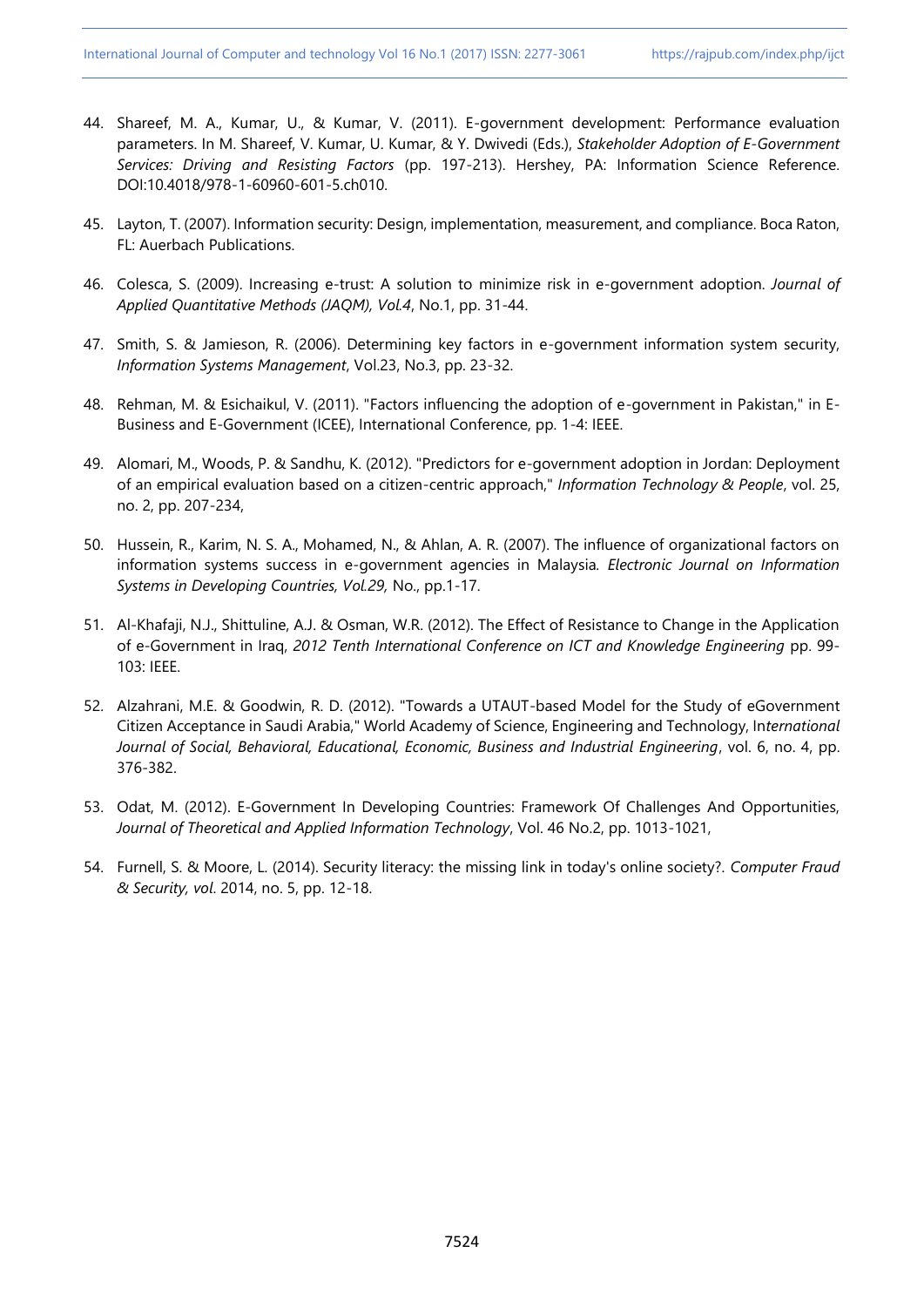44. Shareef, M. A., Kumar, U., & Kumar, V. (2011). E-government development: Performance evaluation parameters. In M. Shareef, V. Kumar, U. Kumar, & Y. Dwivedi (Eds.), *Stakeholder Adoption of E-Government Services: Driving and Resisting Factors* (pp. 197-213). Hershey, PA: Information Science Reference. DOI:10.4018/978-1-60960-601-5.ch010.

45. Layton, T. (2007). Information security: Design, implementation, measurement, and compliance. Boca Raton, FL: Auerbach Publications.

46. Colesca, S. (2009). Increasing e-trust: A solution to minimize risk in e-government adoption. *Journal of Applied Quantitative Methods (JAQM), Vol.4*, No.1, pp. 31-44.

47. Smith, S. & Jamieson, R. (2006). Determining key factors in e-government information system security, *Information Systems Management*, Vol.23, No.3, pp. 23-32.

48. Rehman, M. & Esichaikul, V. (2011). "Factors influencing the adoption of e-government in Pakistan," in E-Business and E-Government (ICEE), International Conference, pp. 1-4: IEEE.

49. Alomari, M., Woods, P. & Sandhu, K. (2012). "Predictors for e-government adoption in Jordan: Deployment of an empirical evaluation based on a citizen-centric approach," *Information Technology & People*, vol. 25, no. 2, pp. 207-234,

50. Hussein, R., Karim, N. S. A., Mohamed, N., & Ahlan, A. R. (2007). The influence of organizational factors on information systems success in e-government agencies in Malaysia*. Electronic Journal on Information Systems in Developing Countries, Vol.29,* No., pp.1-17.

51. Al-Khafaji, N.J., Shittuline, A.J. & Osman, W.R. (2012). The Effect of Resistance to Change in the Application of e-Government in Iraq, *2012 Tenth International Conference on ICT and Knowledge Engineering* pp. 99-103: IEEE.

52. Alzahrani, M.E. & Goodwin, R. D. (2012). "Towards a UTAUT-based Model for the Study of eGovernment Citizen Acceptance in Saudi Arabia," World Academy of Science, Engineering and Technology, In*ternational Journal of Social, Behavioral, Educational, Economic, Business and Industrial Engineering*, vol. 6, no. 4, pp. 376-382.

53. Odat, M. (2012). E-Government In Developing Countries: Framework Of Challenges And Opportunities, *Journal of Theoretical and Applied Information Technology*, Vol. 46 No.2, pp. 1013-1021,

54. Furnell, S. & Moore, L. (2014). Security literacy: the missing link in today's online society?. *Computer Fraud & Security, vol*. 2014, no. 5, pp. 12-18.